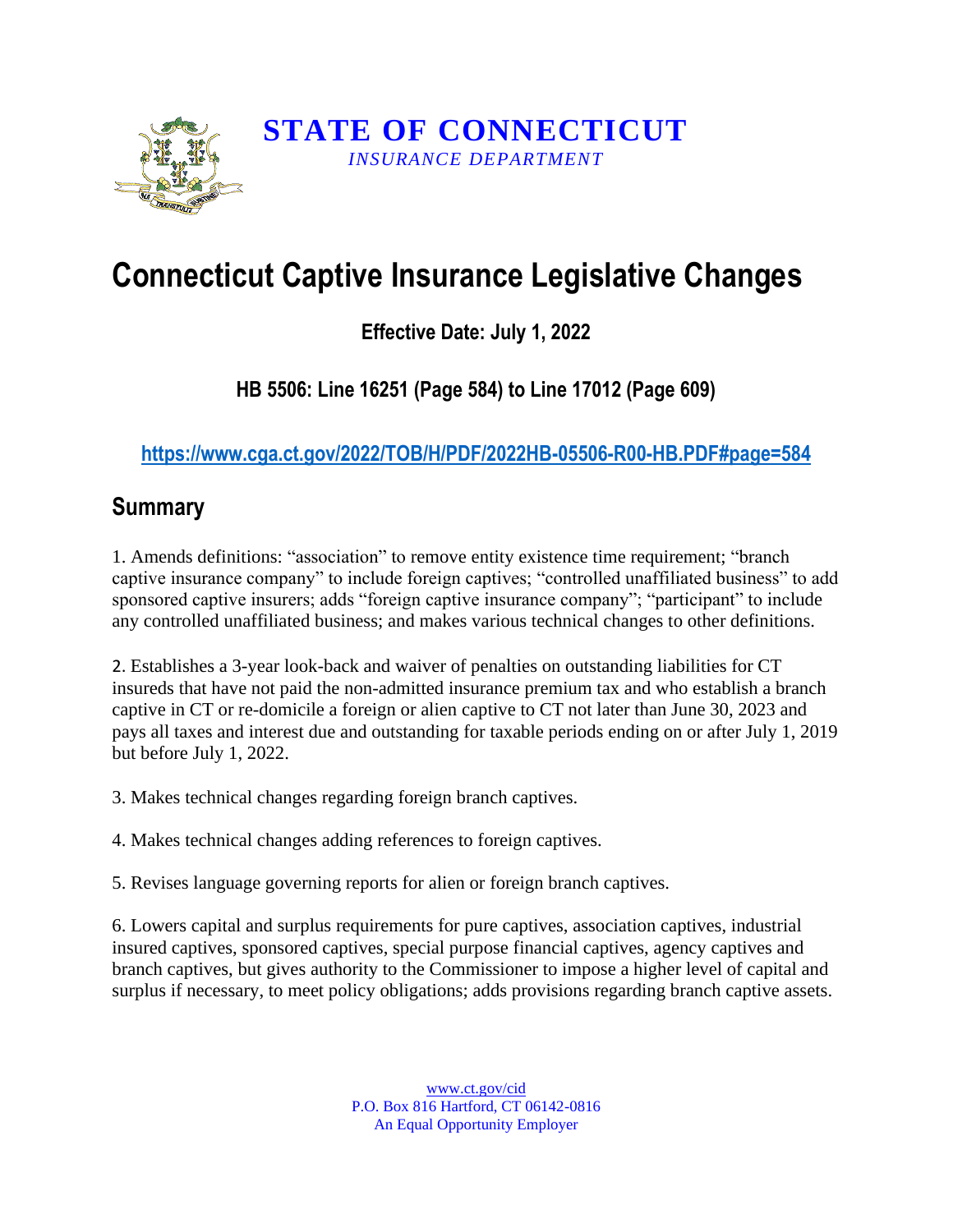**STATE OF CONNECTICUT**

*INSURANCE DEPARTMENT*

# Connecticut Captive Insurance Legislative Changes

### Effective Date: July 1, 2022

### HB 5506: Line 16251 (Page 584) to Line 17012 (Page 609)

**https://www.cga.ct.gov/2022/TOB/H/PDF/2022HB-05506-R00-HB.PDF#page=584**

## Summary

1. Amends definitions: "association" to remove entity existence time requirement; "branch captive insurance company" to include foreign captives; "controlled unaffiliated business" to add sponsored captive insurers; adds "foreign captive insurance company"; "participant" to include any controlled unaffiliated business; and makes various technical changes to other definitions.

2. Establishes a 3-year look-back and waiver of penalties on outstanding liabilities for CT insureds that have not paid the non-admitted insurance premium tax and who establish a branch captive in CT or re-domicile a foreign or alien captive to CT not later than June 30, 2023 and pays all taxes and interest due and outstanding for taxable periods ending on or after July 1, 2019 but before July 1, 2022.

3. Makes technical changes regarding foreign branch captives.

4. Makes technical changes adding references to foreign captives.

5. Revises language governing reports for alien or foreign branch captives.

6. Lowers capital and surplus requirements for pure captives, association captives, industrial insured captives, sponsored captives, special purpose financial captives, agency captives and branch captives, but gives authority to the Commissioner to impose a higher level of capital and surplus if necessary, to meet policy obligations; adds provisions regarding branch captive assets.

www.ct.gov/cid
P.O. Box 816 Hartford, CT 06142-0816
An Equal Opportunity Employer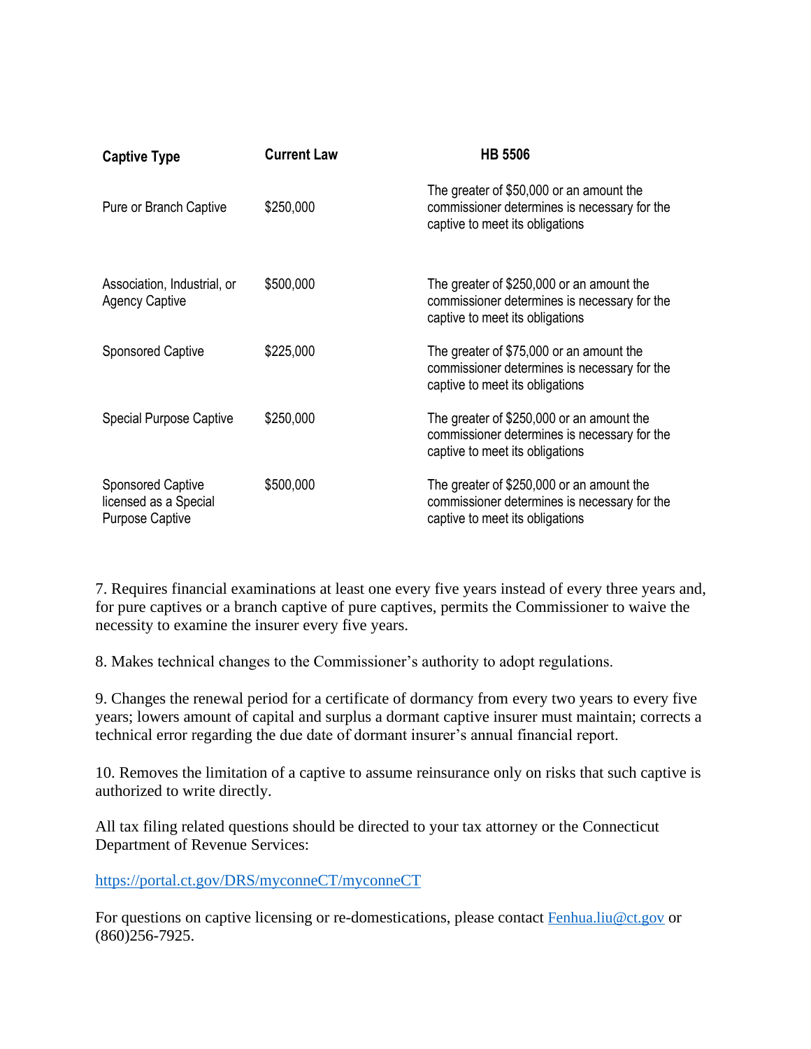| Captive Type | Current Law | HB 5506 |
| --- | --- | --- |
| Pure or Branch Captive | $250,000 | The greater of $50,000 or an amount the commissioner determines is necessary for the captive to meet its obligations |
| Association, Industrial, or Agency Captive | $500,000 | The greater of $250,000 or an amount the commissioner determines is necessary for the captive to meet its obligations |
| Sponsored Captive | $225,000 | The greater of $75,000 or an amount the commissioner determines is necessary for the captive to meet its obligations |
| Special Purpose Captive | $250,000 | The greater of $250,000 or an amount the commissioner determines is necessary for the captive to meet its obligations |
| Sponsored Captive licensed as a Special Purpose Captive | $500,000 | The greater of $250,000 or an amount the commissioner determines is necessary for the captive to meet its obligations |

7. Requires financial examinations at least one every five years instead of every three years and, for pure captives or a branch captive of pure captives, permits the Commissioner to waive the necessity to examine the insurer every five years.

8. Makes technical changes to the Commissioner's authority to adopt regulations.

9. Changes the renewal period for a certificate of dormancy from every two years to every five years; lowers amount of capital and surplus a dormant captive insurer must maintain; corrects a technical error regarding the due date of dormant insurer's annual financial report.

10. Removes the limitation of a captive to assume reinsurance only on risks that such captive is authorized to write directly.

All tax filing related questions should be directed to your tax attorney or the Connecticut Department of Revenue Services:

https://portal.ct.gov/DRS/myconneCT/myconneCT

For questions on captive licensing or re-domestications, please contact Fenhua.liu@ct.gov or (860)256-7925.